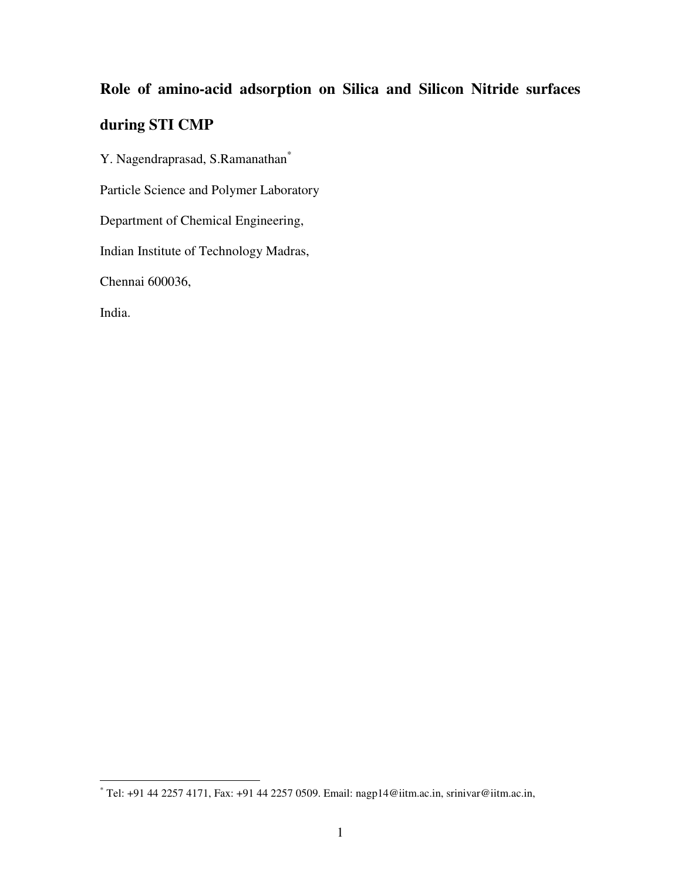# Role of amino-acid adsorption on Silica and Silicon Nitride surfaces during STI CMP

Y. Nagendraprasad, S.Ramanathan[*]

Particle Science and Polymer Laboratory

Department of Chemical Engineering,

Indian Institute of Technology Madras,

Chennai 600036,

India.

---

[*] Tel: +91 44 2257 4171, Fax: +91 44 2257 0509. Email: nagp14@iitm.ac.in, srinivar@iitm.ac.in,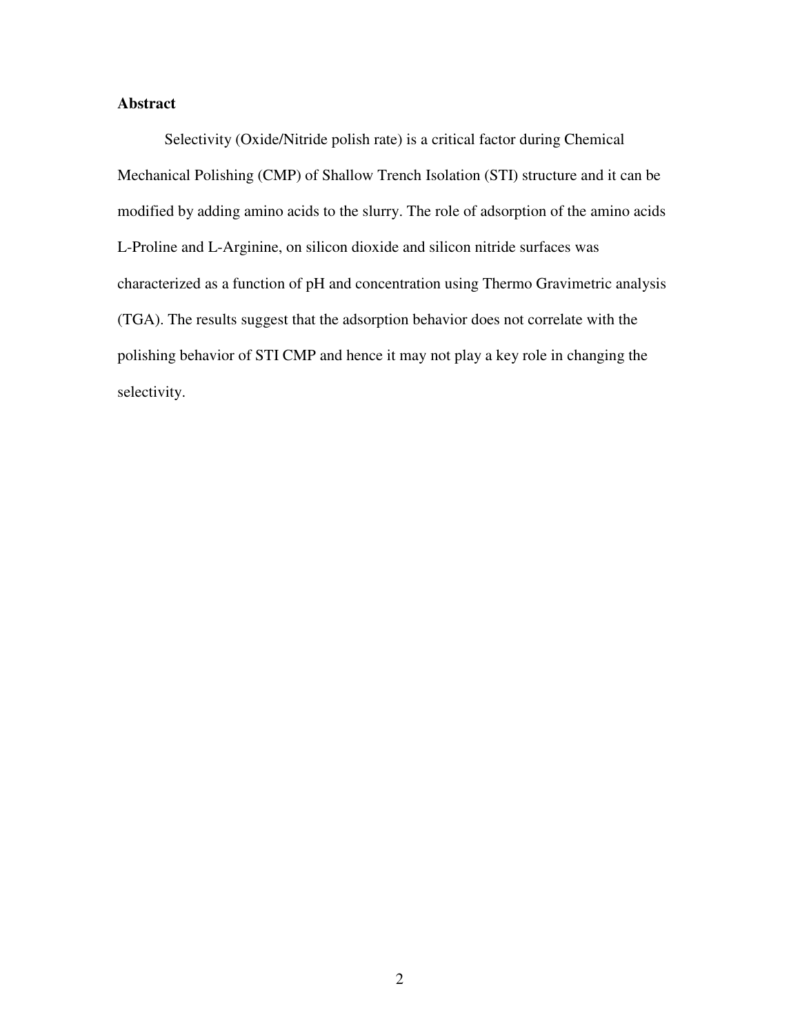**Abstract**

Selectivity (Oxide/Nitride polish rate) is a critical factor during Chemical Mechanical Polishing (CMP) of Shallow Trench Isolation (STI) structure and it can be modified by adding amino acids to the slurry. The role of adsorption of the amino acids L-Proline and L-Arginine, on silicon dioxide and silicon nitride surfaces was characterized as a function of pH and concentration using Thermo Gravimetric analysis (TGA). The results suggest that the adsorption behavior does not correlate with the polishing behavior of STI CMP and hence it may not play a key role in changing the selectivity.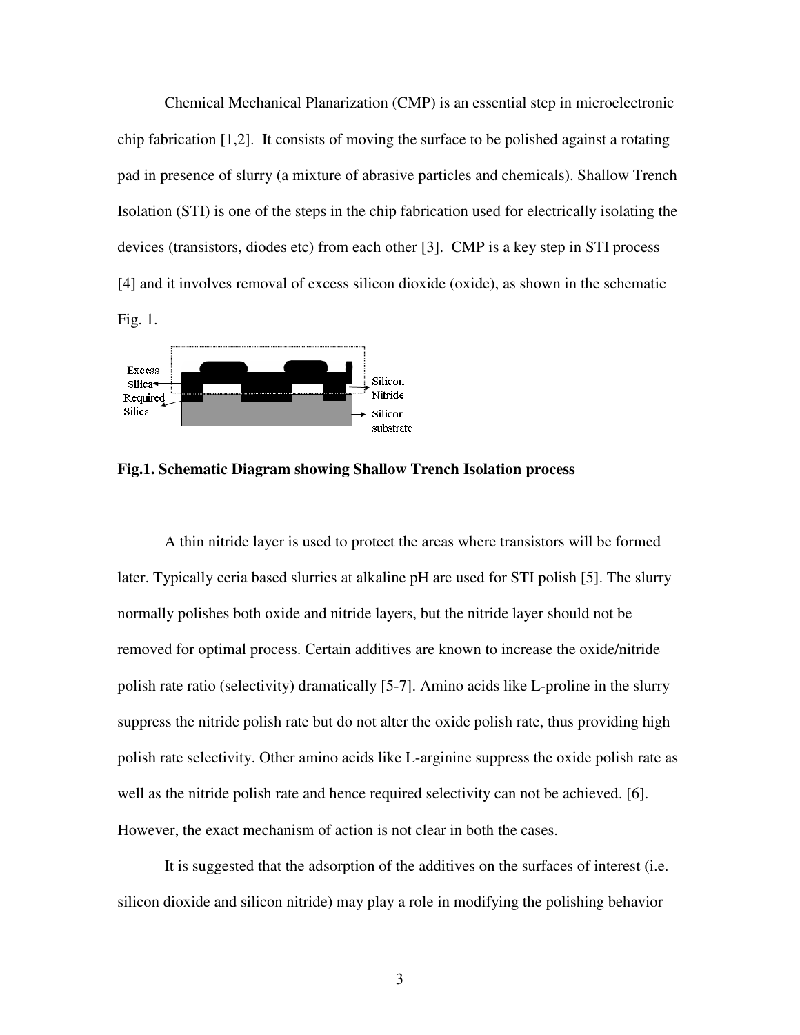Chemical Mechanical Planarization (CMP) is an essential step in microelectronic chip fabrication [1,2]. It consists of moving the surface to be polished against a rotating pad in presence of slurry (a mixture of abrasive particles and chemicals). Shallow Trench Isolation (STI) is one of the steps in the chip fabrication used for electrically isolating the devices (transistors, diodes etc) from each other [3]. CMP is a key step in STI process [4] and it involves removal of excess silicon dioxide (oxide), as shown in the schematic Fig. 1.

**Fig.1. Schematic Diagram showing Shallow Trench Isolation process**

A thin nitride layer is used to protect the areas where transistors will be formed later. Typically ceria based slurries at alkaline pH are used for STI polish [5]. The slurry normally polishes both oxide and nitride layers, but the nitride layer should not be removed for optimal process. Certain additives are known to increase the oxide/nitride polish rate ratio (selectivity) dramatically [5-7]. Amino acids like L-proline in the slurry suppress the nitride polish rate but do not alter the oxide polish rate, thus providing high polish rate selectivity. Other amino acids like L-arginine suppress the oxide polish rate as well as the nitride polish rate and hence required selectivity can not be achieved. [6]. However, the exact mechanism of action is not clear in both the cases.

It is suggested that the adsorption of the additives on the surfaces of interest (i.e. silicon dioxide and silicon nitride) may play a role in modifying the polishing behavior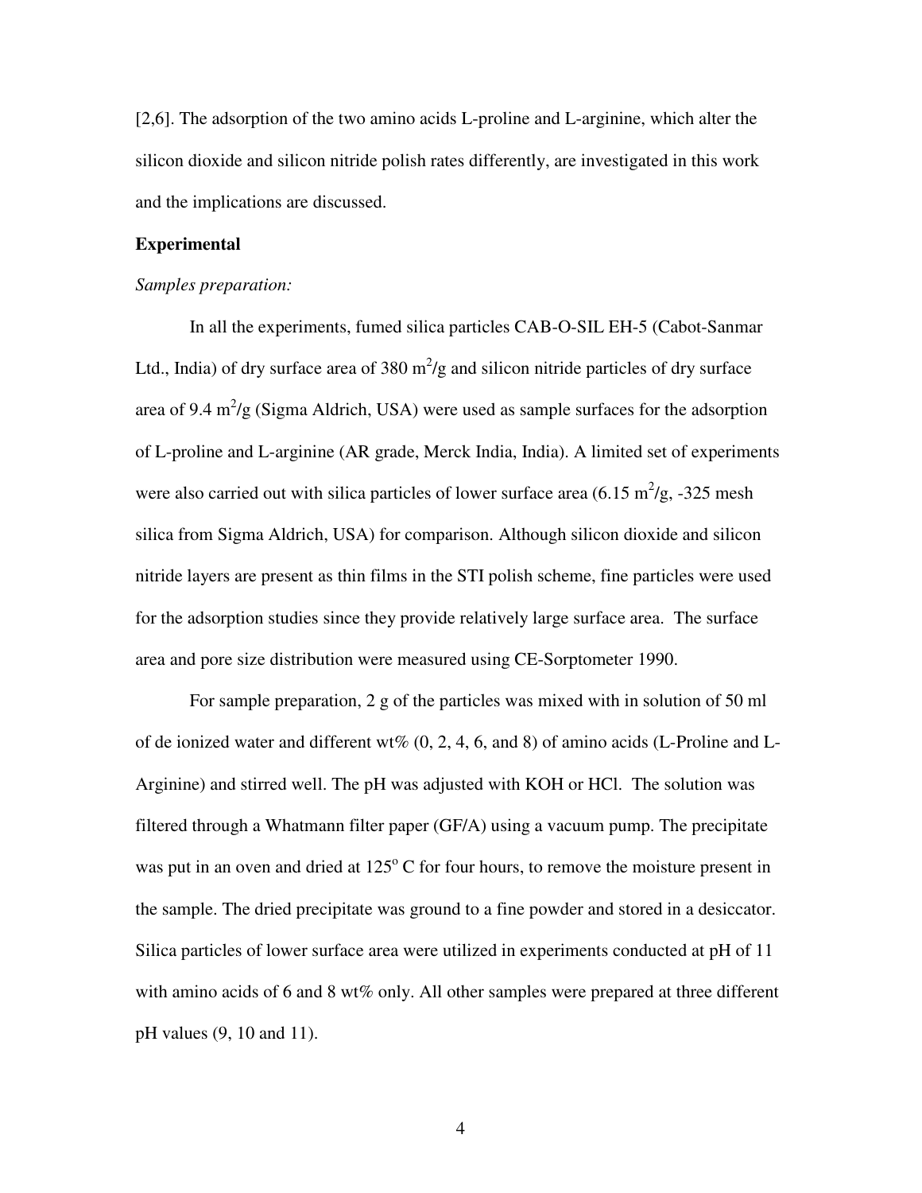[2,6]. The adsorption of the two amino acids L-proline and L-arginine, which alter the silicon dioxide and silicon nitride polish rates differently, are investigated in this work and the implications are discussed.

## Experimental

*Samples preparation:*

In all the experiments, fumed silica particles CAB-O-SIL EH-5 (Cabot-Sanmar Ltd., India) of dry surface area of 380 $m^2$/g and silicon nitride particles of dry surface area of 9.4 $m^2$/g (Sigma Aldrich, USA) were used as sample surfaces for the adsorption of L-proline and L-arginine (AR grade, Merck India, India). A limited set of experiments were also carried out with silica particles of lower surface area (6.15 $m^2$/g, -325 mesh silica from Sigma Aldrich, USA) for comparison. Although silicon dioxide and silicon nitride layers are present as thin films in the STI polish scheme, fine particles were used for the adsorption studies since they provide relatively large surface area. The surface area and pore size distribution were measured using CE-Sorptometer 1990.

For sample preparation, 2 g of the particles was mixed with in solution of 50 ml of de ionized water and different wt% (0, 2, 4, 6, and 8) of amino acids (L-Proline and L-Arginine) and stirred well. The pH was adjusted with KOH or HCl. The solution was filtered through a Whatmann filter paper (GF/A) using a vacuum pump. The precipitate was put in an oven and dried at 125$^o$ C for four hours, to remove the moisture present in the sample. The dried precipitate was ground to a fine powder and stored in a desiccator. Silica particles of lower surface area were utilized in experiments conducted at pH of 11 with amino acids of 6 and 8 wt% only. All other samples were prepared at three different pH values (9, 10 and 11).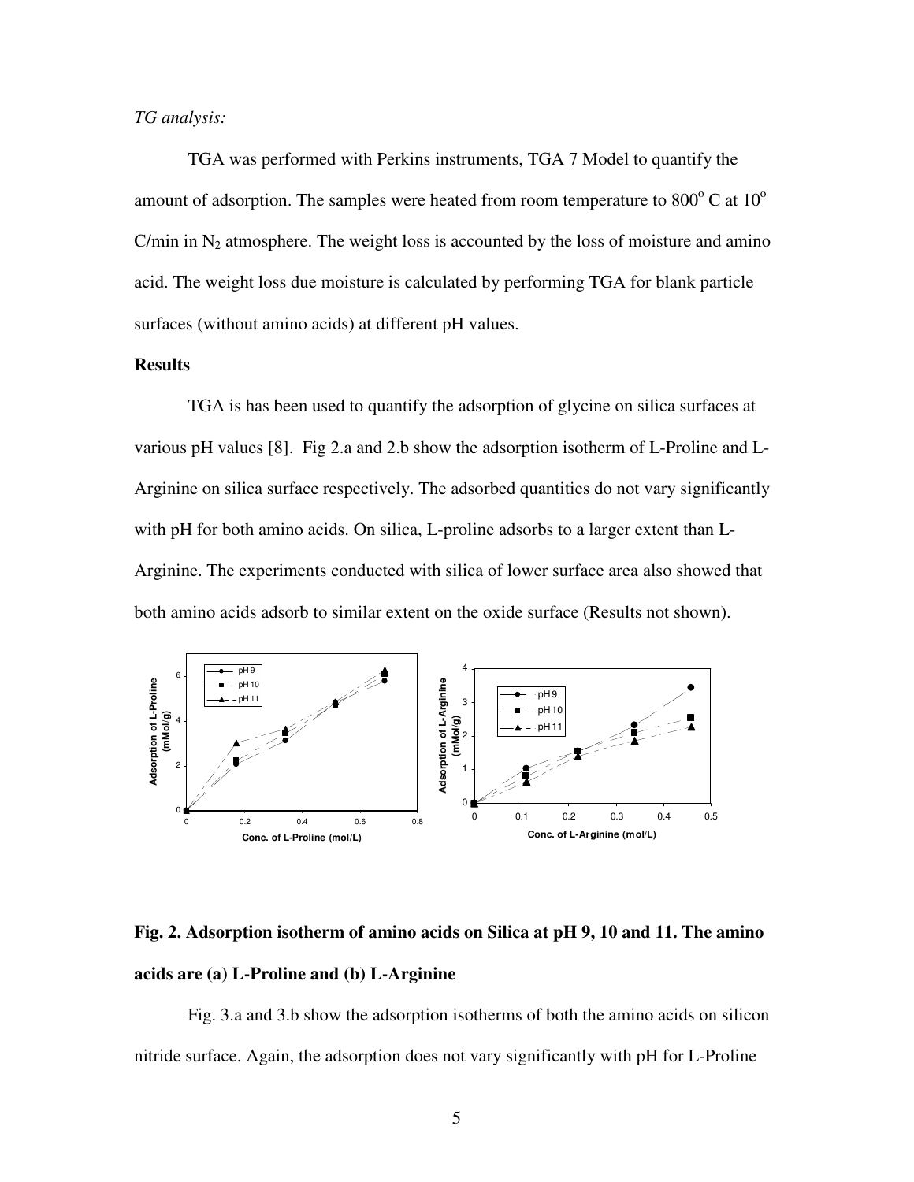*TG analysis:*

TGA was performed with Perkins instruments, TGA 7 Model to quantify the amount of adsorption. The samples were heated from room temperature to $800^o$ C at $10^o$ C/min in $N_2$ atmosphere. The weight loss is accounted by the loss of moisture and amino acid. The weight loss due moisture is calculated by performing TGA for blank particle surfaces (without amino acids) at different pH values.

**Results**

TGA is has been used to quantify the adsorption of glycine on silica surfaces at various pH values [8]. Fig 2.a and 2.b show the adsorption isotherm of L-Proline and L-Arginine on silica surface respectively. The adsorbed quantities do not vary significantly with pH for both amino acids. On silica, L-proline adsorbs to a larger extent than L-Arginine. The experiments conducted with silica of lower surface area also showed that both amino acids adsorb to similar extent on the oxide surface (Results not shown).

**Fig. 2. Adsorption isotherm of amino acids on Silica at pH 9, 10 and 11. The amino acids are (a) L-Proline and (b) L-Arginine**

Fig. 3.a and 3.b show the adsorption isotherms of both the amino acids on silicon nitride surface. Again, the adsorption does not vary significantly with pH for L-Proline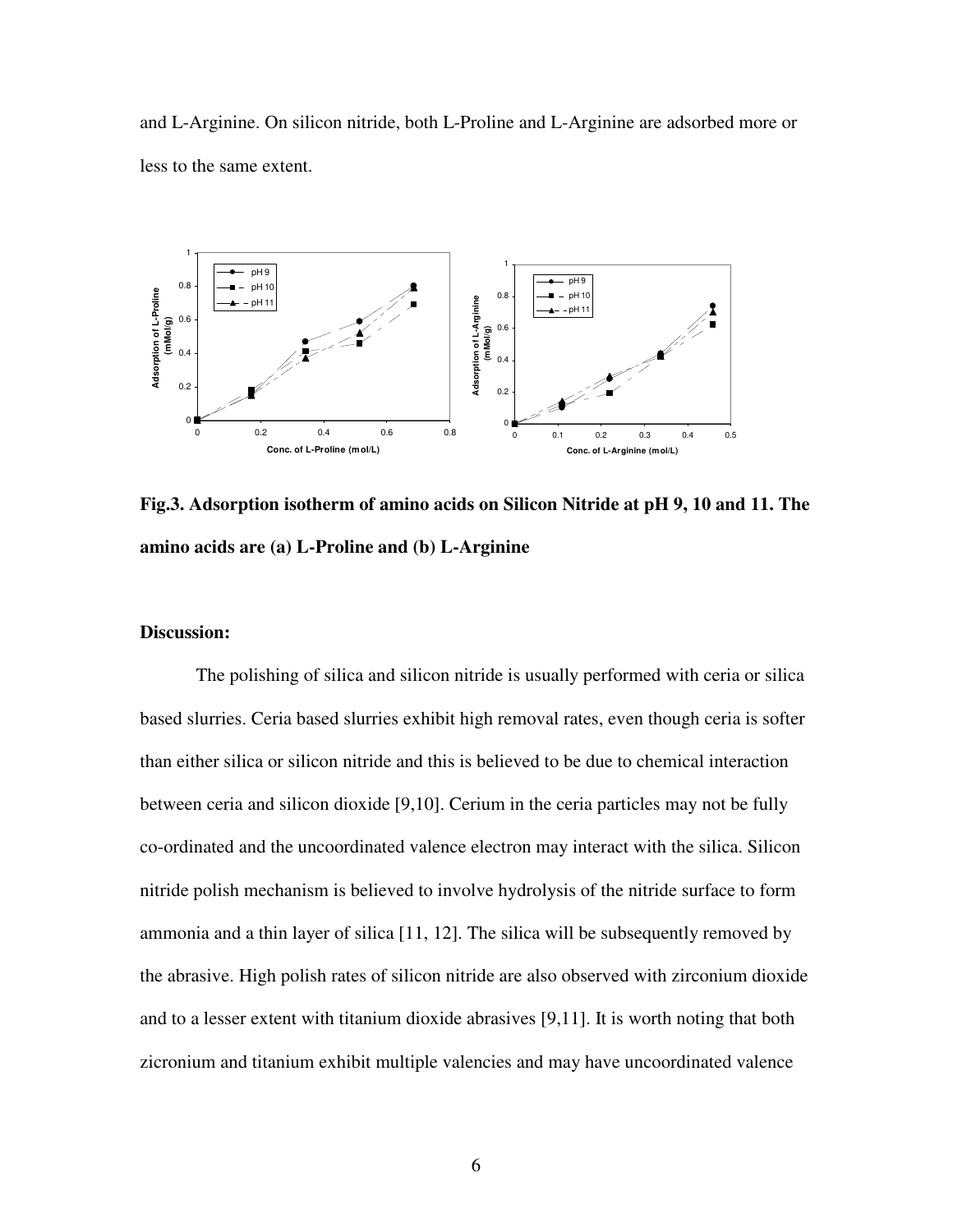and L-Arginine. On silicon nitride, both L-Proline and L-Arginine are adsorbed more or less to the same extent.

**Fig.3. Adsorption isotherm of amino acids on Silicon Nitride at pH 9, 10 and 11. The amino acids are (a) L-Proline and (b) L-Arginine**

**Discussion:**

The polishing of silica and silicon nitride is usually performed with ceria or silica based slurries. Ceria based slurries exhibit high removal rates, even though ceria is softer than either silica or silicon nitride and this is believed to be due to chemical interaction between ceria and silicon dioxide [9,10]. Cerium in the ceria particles may not be fully co-ordinated and the uncoordinated valence electron may interact with the silica. Silicon nitride polish mechanism is believed to involve hydrolysis of the nitride surface to form ammonia and a thin layer of silica [11, 12]. The silica will be subsequently removed by the abrasive. High polish rates of silicon nitride are also observed with zirconium dioxide and to a lesser extent with titanium dioxide abrasives [9,11]. It is worth noting that both zicronium and titanium exhibit multiple valencies and may have uncoordinated valence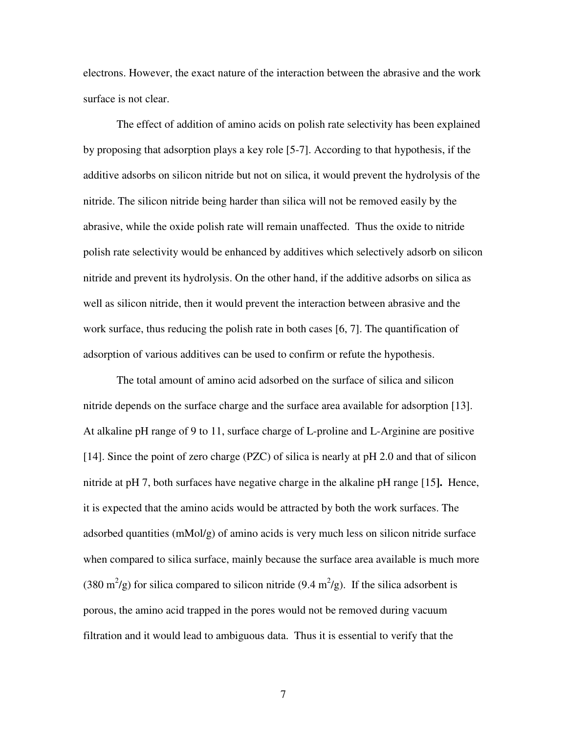electrons. However, the exact nature of the interaction between the abrasive and the work surface is not clear.

The effect of addition of amino acids on polish rate selectivity has been explained by proposing that adsorption plays a key role [5-7]. According to that hypothesis, if the additive adsorbs on silicon nitride but not on silica, it would prevent the hydrolysis of the nitride. The silicon nitride being harder than silica will not be removed easily by the abrasive, while the oxide polish rate will remain unaffected. Thus the oxide to nitride polish rate selectivity would be enhanced by additives which selectively adsorb on silicon nitride and prevent its hydrolysis. On the other hand, if the additive adsorbs on silica as well as silicon nitride, then it would prevent the interaction between abrasive and the work surface, thus reducing the polish rate in both cases [6, 7]. The quantification of adsorption of various additives can be used to confirm or refute the hypothesis.

The total amount of amino acid adsorbed on the surface of silica and silicon nitride depends on the surface charge and the surface area available for adsorption [13]. At alkaline pH range of 9 to 11, surface charge of L-proline and L-Arginine are positive [14]. Since the point of zero charge (PZC) of silica is nearly at pH 2.0 and that of silicon nitride at pH 7, both surfaces have negative charge in the alkaline pH range [15]. Hence, it is expected that the amino acids would be attracted by both the work surfaces. The adsorbed quantities (mMol/g) of amino acids is very much less on silicon nitride surface when compared to silica surface, mainly because the surface area available is much more (380 $m^2$/g) for silica compared to silicon nitride (9.4 $m^2$/g). If the silica adsorbent is porous, the amino acid trapped in the pores would not be removed during vacuum filtration and it would lead to ambiguous data. Thus it is essential to verify that the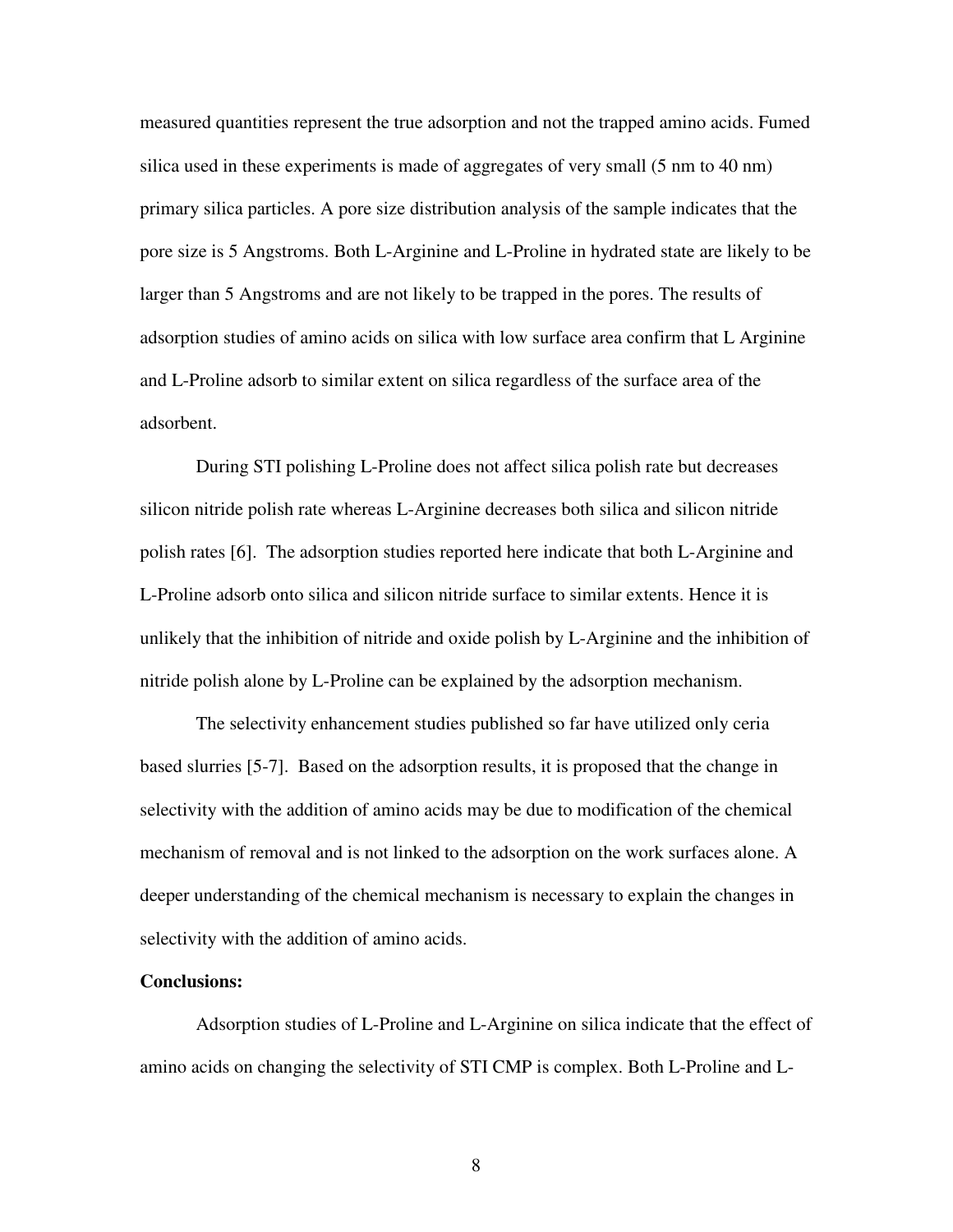measured quantities represent the true adsorption and not the trapped amino acids. Fumed silica used in these experiments is made of aggregates of very small (5 nm to 40 nm) primary silica particles. A pore size distribution analysis of the sample indicates that the pore size is 5 Angstroms. Both L-Arginine and L-Proline in hydrated state are likely to be larger than 5 Angstroms and are not likely to be trapped in the pores. The results of adsorption studies of amino acids on silica with low surface area confirm that L Arginine and L-Proline adsorb to similar extent on silica regardless of the surface area of the adsorbent.

During STI polishing L-Proline does not affect silica polish rate but decreases silicon nitride polish rate whereas L-Arginine decreases both silica and silicon nitride polish rates [6]. The adsorption studies reported here indicate that both L-Arginine and L-Proline adsorb onto silica and silicon nitride surface to similar extents. Hence it is unlikely that the inhibition of nitride and oxide polish by L-Arginine and the inhibition of nitride polish alone by L-Proline can be explained by the adsorption mechanism.

The selectivity enhancement studies published so far have utilized only ceria based slurries [5-7]. Based on the adsorption results, it is proposed that the change in selectivity with the addition of amino acids may be due to modification of the chemical mechanism of removal and is not linked to the adsorption on the work surfaces alone. A deeper understanding of the chemical mechanism is necessary to explain the changes in selectivity with the addition of amino acids.

**Conclusions:**

Adsorption studies of L-Proline and L-Arginine on silica indicate that the effect of amino acids on changing the selectivity of STI CMP is complex. Both L-Proline and L-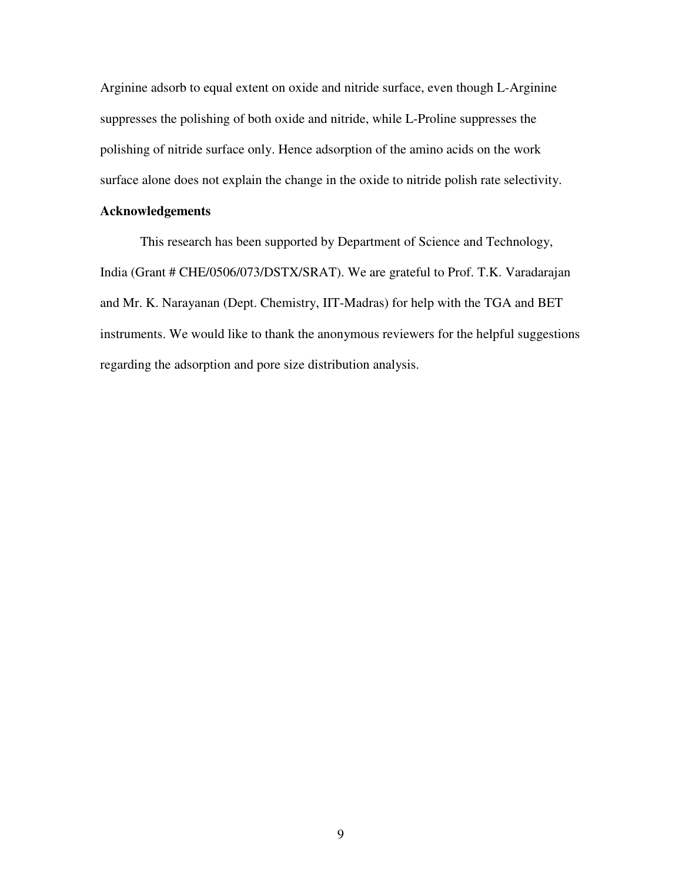Arginine adsorb to equal extent on oxide and nitride surface, even though L-Arginine suppresses the polishing of both oxide and nitride, while L-Proline suppresses the polishing of nitride surface only. Hence adsorption of the amino acids on the work surface alone does not explain the change in the oxide to nitride polish rate selectivity.

## Acknowledgements

This research has been supported by Department of Science and Technology, India (Grant # CHE/0506/073/DSTX/SRAT). We are grateful to Prof. T.K. Varadarajan and Mr. K. Narayanan (Dept. Chemistry, IIT-Madras) for help with the TGA and BET instruments. We would like to thank the anonymous reviewers for the helpful suggestions regarding the adsorption and pore size distribution analysis.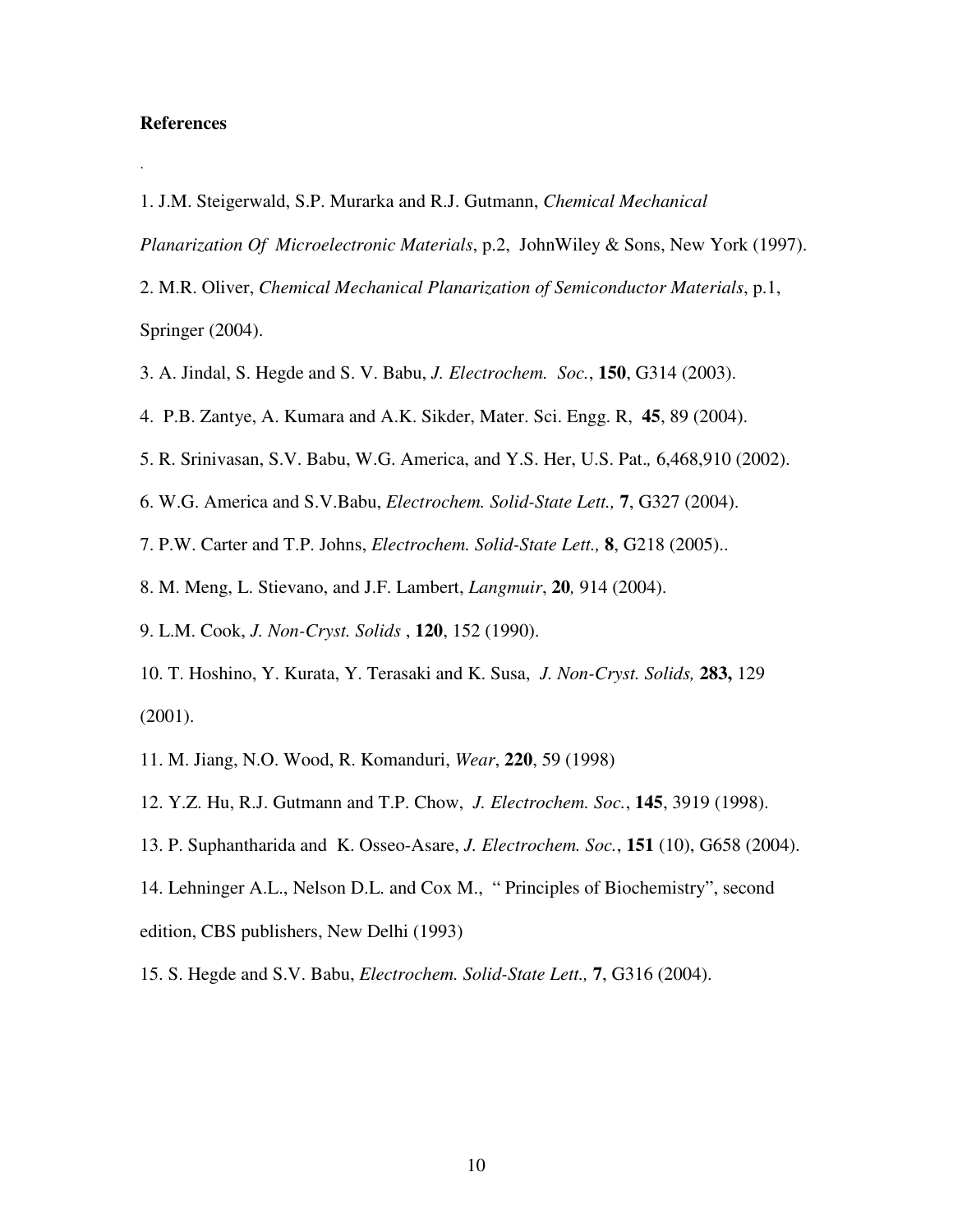## References

.

1. J.M. Steigerwald, S.P. Murarka and R.J. Gutmann, *Chemical Mechanical Planarization Of Microelectronic Materials*, p.2, JohnWiley & Sons, New York (1997).

2. M.R. Oliver, *Chemical Mechanical Planarization of Semiconductor Materials*, p.1, Springer (2004).

3. A. Jindal, S. Hegde and S. V. Babu, *J. Electrochem. Soc.*, **150**, G314 (2003).

4. P.B. Zantye, A. Kumara and A.K. Sikder, Mater. Sci. Engg. R, **45**, 89 (2004).

5. R. Srinivasan, S.V. Babu, W.G. America, and Y.S. Her, U.S. Pat., 6,468,910 (2002).

6. W.G. America and S.V.Babu, *Electrochem. Solid-State Lett.,* **7**, G327 (2004).

7. P.W. Carter and T.P. Johns, *Electrochem. Solid-State Lett.,* **8**, G218 (2005)..

8. M. Meng, L. Stievano, and J.F. Lambert, *Langmuir*, **20***,* 914 (2004).

9. L.M. Cook, *J. Non-Cryst. Solids* , **120**, 152 (1990).

10. T. Hoshino, Y. Kurata, Y. Terasaki and K. Susa, *J. Non-Cryst. Solids,* **283,** 129 (2001).

11. M. Jiang, N.O. Wood, R. Komanduri, *Wear*, **220**, 59 (1998)

12. Y.Z. Hu, R.J. Gutmann and T.P. Chow, *J. Electrochem. Soc.*, **145**, 3919 (1998).

13. P. Suphantharida and K. Osseo-Asare, *J. Electrochem. Soc.*, **151** (10), G658 (2004).

14. Lehninger A.L., Nelson D.L. and Cox M., " Principles of Biochemistry", second edition, CBS publishers, New Delhi (1993)

15. S. Hegde and S.V. Babu, *Electrochem. Solid-State Lett.,* **7**, G316 (2004).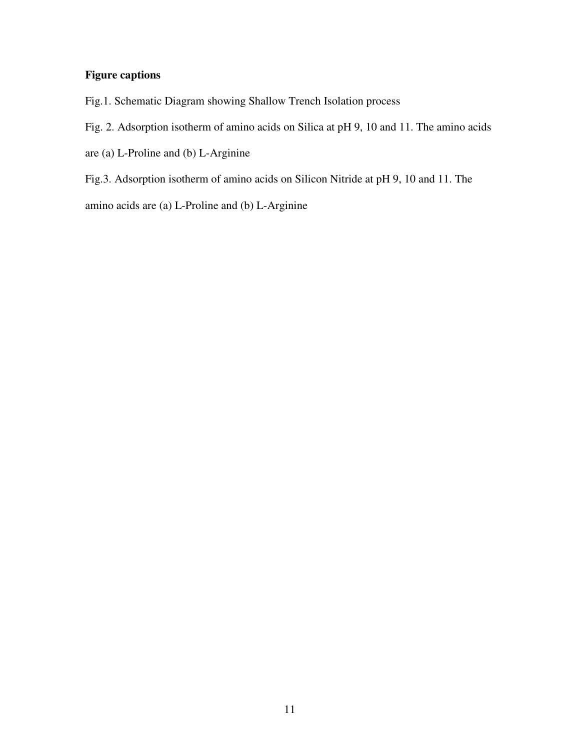**Figure captions**

Fig.1. Schematic Diagram showing Shallow Trench Isolation process

Fig. 2. Adsorption isotherm of amino acids on Silica at pH 9, 10 and 11. The amino acids are (a) L-Proline and (b) L-Arginine

Fig.3. Adsorption isotherm of amino acids on Silicon Nitride at pH 9, 10 and 11. The amino acids are (a) L-Proline and (b) L-Arginine